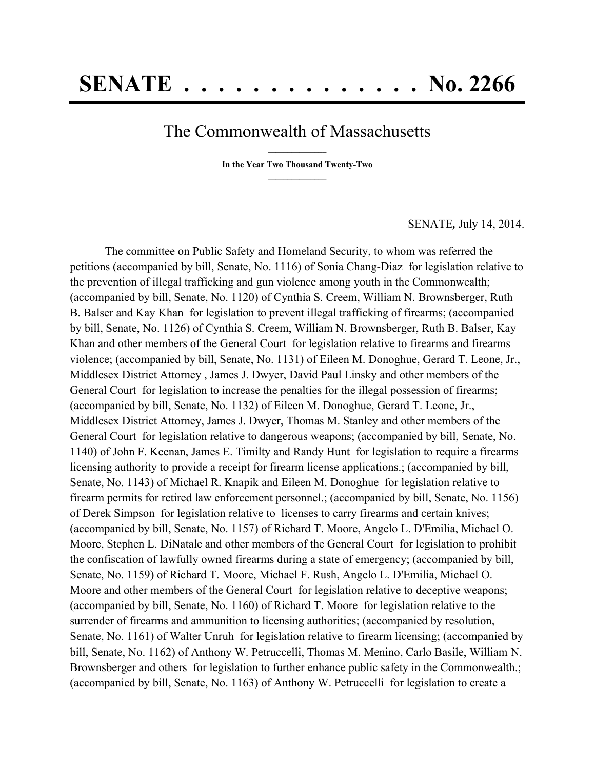# SENATE . . . . . . . . . . . . . . No. 2266

## The Commonwealth of Massachusetts

**In the Year Two Thousand Twenty-Two**

SENATE**,** July 14, 2014.

The committee on Public Safety and Homeland Security, to whom was referred the petitions (accompanied by bill, Senate, No. 1116) of Sonia Chang-Diaz for legislation relative to the prevention of illegal trafficking and gun violence among youth in the Commonwealth; (accompanied by bill, Senate, No. 1120) of Cynthia S. Creem, William N. Brownsberger, Ruth B. Balser and Kay Khan for legislation to prevent illegal trafficking of firearms; (accompanied by bill, Senate, No. 1126) of Cynthia S. Creem, William N. Brownsberger, Ruth B. Balser, Kay Khan and other members of the General Court for legislation relative to firearms and firearms violence; (accompanied by bill, Senate, No. 1131) of Eileen M. Donoghue, Gerard T. Leone, Jr., Middlesex District Attorney , James J. Dwyer, David Paul Linsky and other members of the General Court for legislation to increase the penalties for the illegal possession of firearms; (accompanied by bill, Senate, No. 1132) of Eileen M. Donoghue, Gerard T. Leone, Jr., Middlesex District Attorney, James J. Dwyer, Thomas M. Stanley and other members of the General Court for legislation relative to dangerous weapons; (accompanied by bill, Senate, No. 1140) of John F. Keenan, James E. Timilty and Randy Hunt for legislation to require a firearms licensing authority to provide a receipt for firearm license applications.; (accompanied by bill, Senate, No. 1143) of Michael R. Knapik and Eileen M. Donoghue for legislation relative to firearm permits for retired law enforcement personnel.; (accompanied by bill, Senate, No. 1156) of Derek Simpson for legislation relative to licenses to carry firearms and certain knives; (accompanied by bill, Senate, No. 1157) of Richard T. Moore, Angelo L. D'Emilia, Michael O. Moore, Stephen L. DiNatale and other members of the General Court for legislation to prohibit the confiscation of lawfully owned firearms during a state of emergency; (accompanied by bill, Senate, No. 1159) of Richard T. Moore, Michael F. Rush, Angelo L. D'Emilia, Michael O. Moore and other members of the General Court for legislation relative to deceptive weapons; (accompanied by bill, Senate, No. 1160) of Richard T. Moore for legislation relative to the surrender of firearms and ammunition to licensing authorities; (accompanied by resolution, Senate, No. 1161) of Walter Unruh for legislation relative to firearm licensing; (accompanied by bill, Senate, No. 1162) of Anthony W. Petruccelli, Thomas M. Menino, Carlo Basile, William N. Brownsberger and others for legislation to further enhance public safety in the Commonwealth.; (accompanied by bill, Senate, No. 1163) of Anthony W. Petruccelli for legislation to create a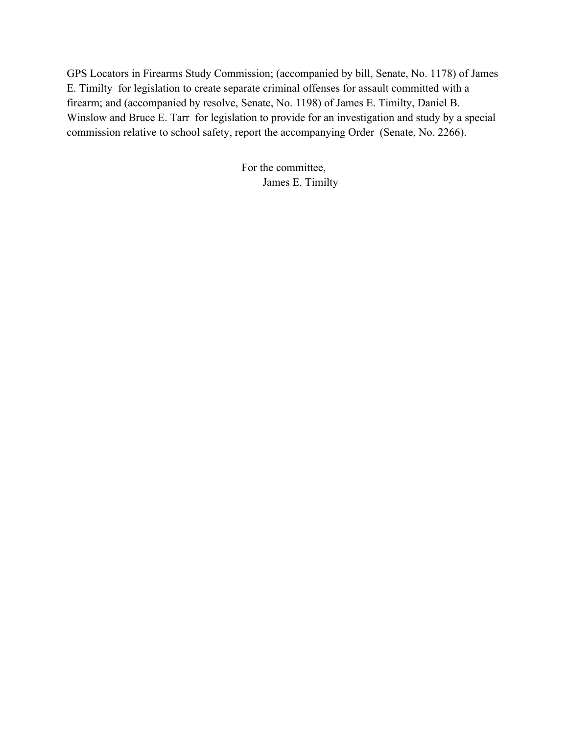GPS Locators in Firearms Study Commission; (accompanied by bill, Senate, No. 1178) of James E. Timilty for legislation to create separate criminal offenses for assault committed with a firearm; and (accompanied by resolve, Senate, No. 1198) of James E. Timilty, Daniel B. Winslow and Bruce E. Tarr for legislation to provide for an investigation and study by a special commission relative to school safety, report the accompanying Order (Senate, No. 2266).

For the committee,
James E. Timilty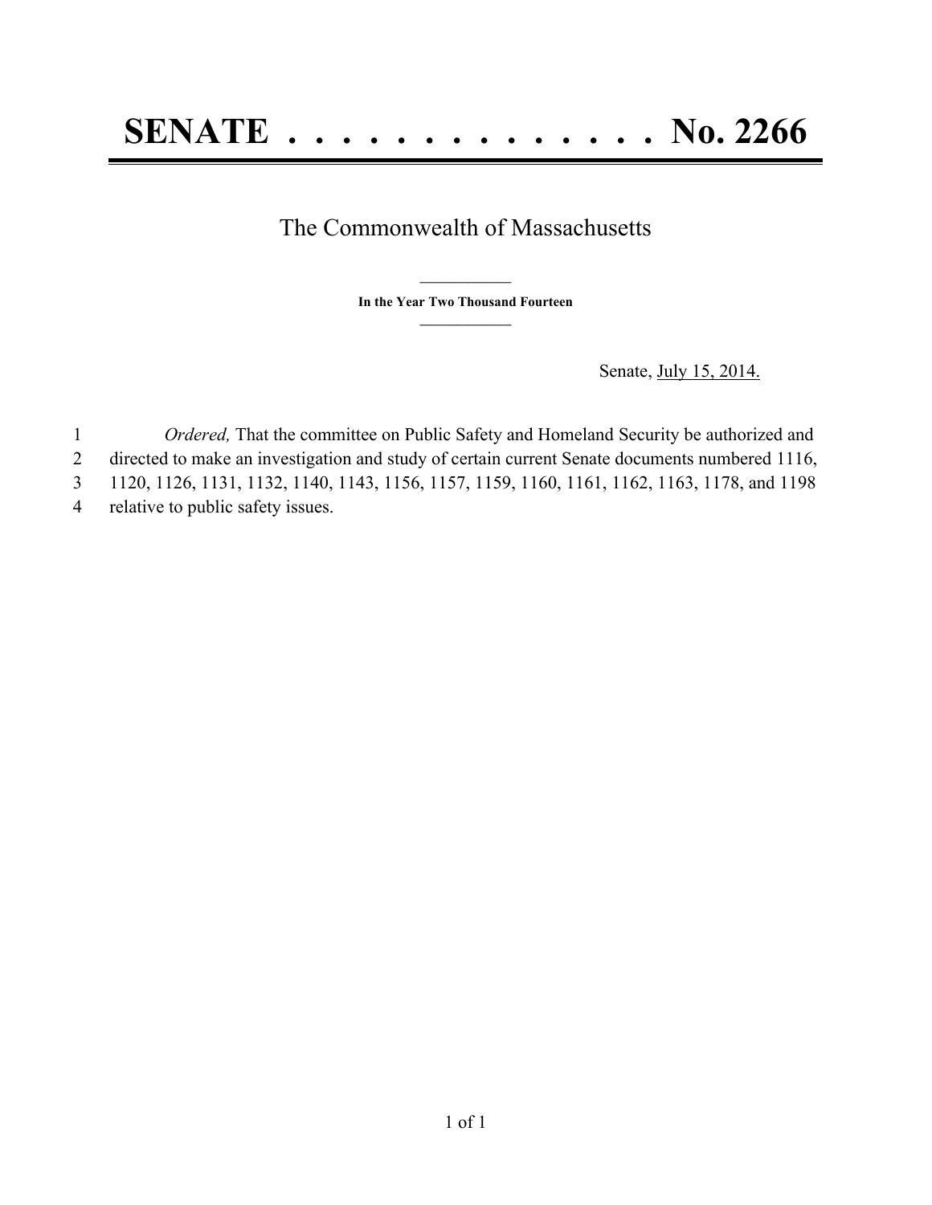# SENATE . . . . . . . . . . . . . . No. 2266

The Commonwealth of Massachusetts

**In the Year Two Thousand Fourteen**

Senate, July 15, 2014.

*Ordered,* That the committee on Public Safety and Homeland Security be authorized and directed to make an investigation and study of certain current Senate documents numbered 1116, 1120, 1126, 1131, 1132, 1140, 1143, 1156, 1157, 1159, 1160, 1161, 1162, 1163, 1178, and 1198 relative to public safety issues.